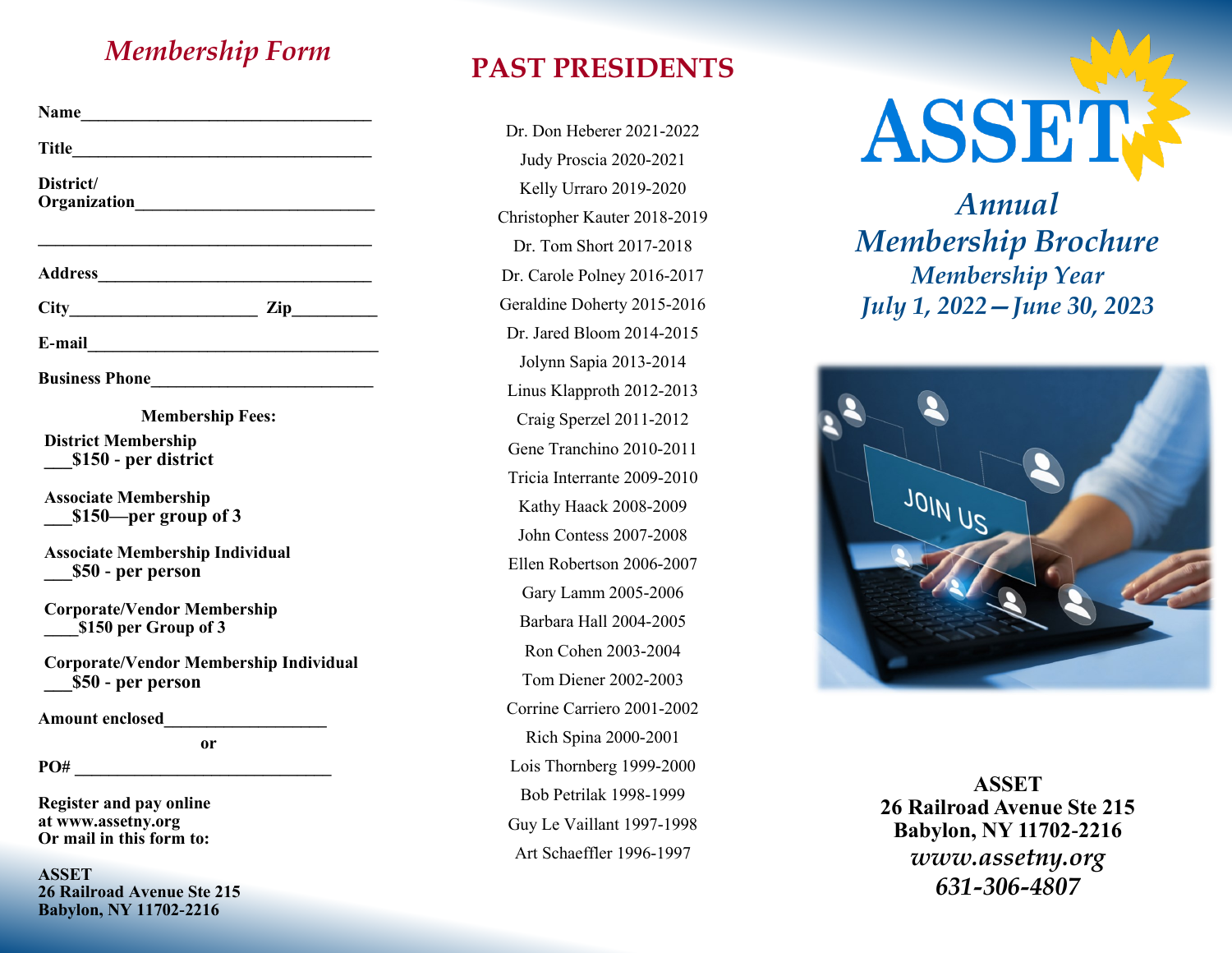## *Membership Form*

**Name**___________________________________

**Title**___________________________________

**District/ Organization**____________________________

_______________________________________

**Address**________________________________

**City**______________________ **Zip**__________

**E-mail**___________________________________

**Business Phone**__________________________

**Membership Fees:**

**District Membership**
**___$150 - per district**

**Associate Membership**
**___$150—per group of 3**

**Associate Membership Individual**
**___$50 - per person**

**Corporate/Vendor Membership**
**____$150 per Group of 3**

**Corporate/Vendor Membership Individual**
**___$50 - per person**

**Amount enclosed**___________________

**or**

**PO#** ______________________________

**Register and pay online at www.assetny.org Or mail in this form to:**

**ASSET**
**26 Railroad Avenue Ste 215**
**Babylon, NY 11702-2216**

## PAST PRESIDENTS

Dr. Don Heberer 2021-2022
Judy Proscia 2020-2021
Kelly Urraro 2019-2020
Christopher Kauter 2018-2019
Dr. Tom Short 2017-2018
Dr. Carole Polney 2016-2017
Geraldine Doherty 2015-2016
Dr. Jared Bloom 2014-2015
Jolynn Sapia 2013-2014
Linus Klapproth 2012-2013
Craig Sperzel 2011-2012
Gene Tranchino 2010-2011
Tricia Interrante 2009-2010
Kathy Haack 2008-2009
John Contess 2007-2008
Ellen Robertson 2006-2007
Gary Lamm 2005-2006
Barbara Hall 2004-2005
Ron Cohen 2003-2004
Tom Diener 2002-2003
Corrine Carriero 2001-2002
Rich Spina 2000-2001
Lois Thornberg 1999-2000
Bob Petrilak 1998-1999
Guy Le Vaillant 1997-1998
Art Schaeffler 1996-1997

# ASSET

## *Annual Membership Brochure*

### *Membership Year July 1, 2022—June 30, 2023*

**ASSET**
**26 Railroad Avenue Ste 215**
**Babylon, NY 11702-2216**
***www.assetny.org***
***631-306-4807***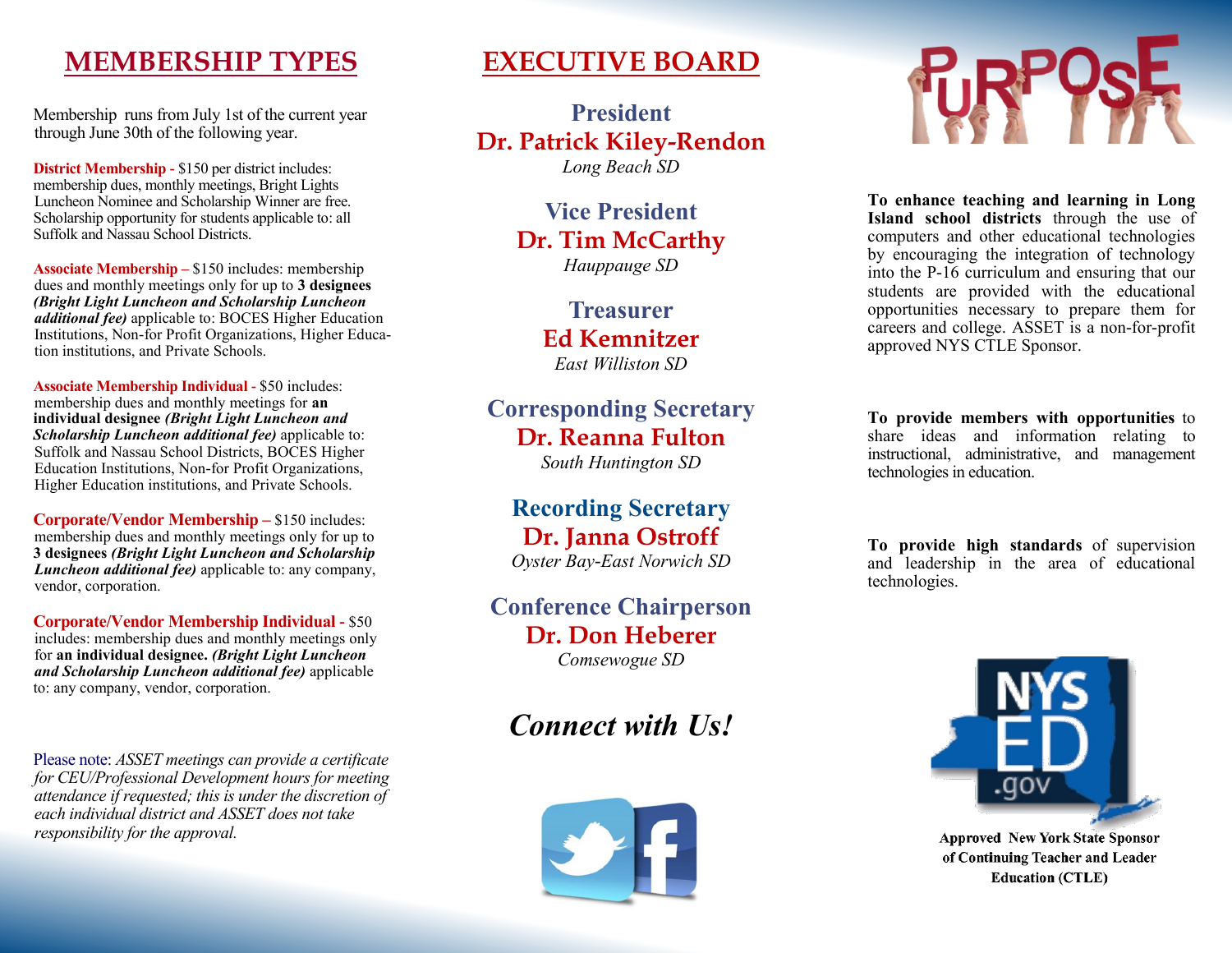## MEMBERSHIP TYPES

Membership runs from July 1st of the current year through June 30th of the following year.

**District Membership** - $150 per district includes: membership dues, monthly meetings, Bright Lights Luncheon Nominee and Scholarship Winner are free. Scholarship opportunity for students applicable to: all Suffolk and Nassau School Districts.

**Associate Membership** – $150 includes: membership dues and monthly meetings only for up to **3 designees** ***(Bright Light Luncheon and Scholarship Luncheon additional fee)*** applicable to: BOCES Higher Education Institutions, Non-for Profit Organizations, Higher Education institutions, and Private Schools.

**Associate Membership Individual** - $50 includes: membership dues and monthly meetings for **an individual designee** ***(Bright Light Luncheon and Scholarship Luncheon additional fee)*** applicable to: Suffolk and Nassau School Districts, BOCES Higher Education Institutions, Non-for Profit Organizations, Higher Education institutions, and Private Schools.

**Corporate/Vendor Membership** – $150 includes: membership dues and monthly meetings only for up to **3 designees** ***(Bright Light Luncheon and Scholarship Luncheon additional fee)*** applicable to: any company, vendor, corporation.

**Corporate/Vendor Membership Individual** - $50 includes: membership dues and monthly meetings only for **an individual designee.** ***(Bright Light Luncheon and Scholarship Luncheon additional fee)*** applicable to: any company, vendor, corporation.

Please note: *ASSET meetings can provide a certificate for CEU/Professional Development hours for meeting attendance if requested; this is under the discretion of each individual district and ASSET does not take responsibility for the approval.*

## EXECUTIVE BOARD

**President**
**Dr. Patrick Kiley-Rendon**
*Long Beach SD*

**Vice President**
**Dr. Tim McCarthy**
*Hauppauge SD*

**Treasurer**
**Ed Kemnitzer**
*East Williston SD*

**Corresponding Secretary**
**Dr. Reanna Fulton**
*South Huntington SD*

**Recording Secretary**
**Dr. Janna Ostroff**
*Oyster Bay-East Norwich SD*

**Conference Chairperson**
**Dr. Don Heberer**
*Comsewogue SD*

***Connect with Us!***

## PURPOSE

**To enhance teaching and learning in Long Island school districts** through the use of computers and other educational technologies by encouraging the integration of technology into the P-16 curriculum and ensuring that our students are provided with the educational opportunities necessary to prepare them for careers and college. ASSET is a non-for-profit approved NYS CTLE Sponsor.

**To provide members with opportunities** to share ideas and information relating to instructional, administrative, and management technologies in education.

**To provide high standards** of supervision and leadership in the area of educational technologies.

**Approved New York State Sponsor of Continuing Teacher and Leader Education (CTLE)**